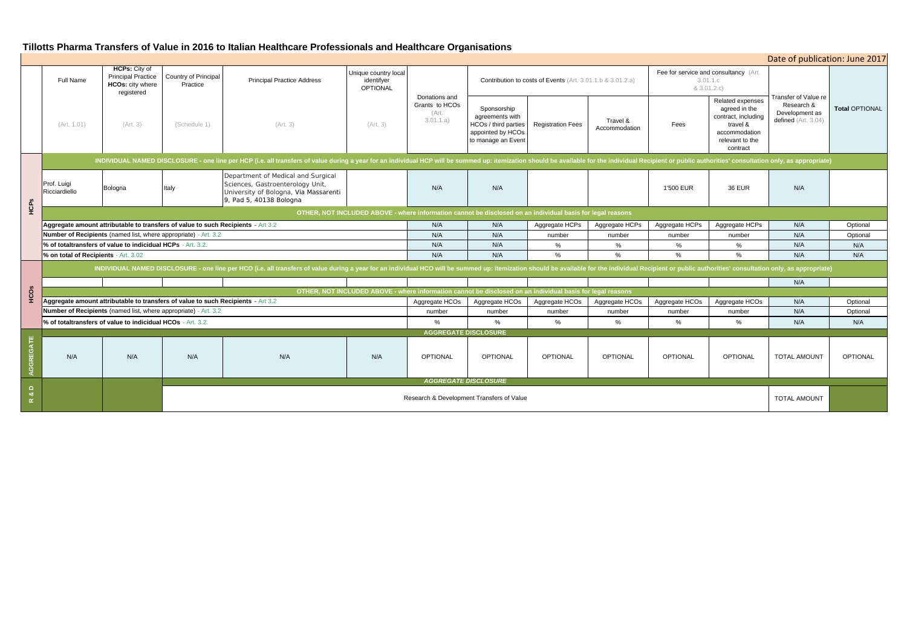# Tillotts Pharma Transfers of Value in 2016 to Italian Healthcare Professionals and Healthcare Organisations

Date of publication: June 2017

| | Full Name | HCPs: City of Principal Practice HCOs: city where registered | Country of Principal Practice | Principal Practice Address | Unique country local identifyer OPTIONAL | Donations and Grants to HCOs | Contribution to costs of Events (Art. 3.01.1.b & 3.01.2.a) | | | Fee for service and consultancy (Art. 3.01.1.c & 3.01.2.c) | | Transfer of Value re Research & Development as defined (Art. 3.04) | Total OPTIONAL |
|---|---|---|---|---|---|---|---|---|---|---|---|---|---|
| | (Art. 1.01) | (Art. 3) | (Schedule 1) | (Art. 3) | (Art. 3) | (Art. 3.01.1.a) | Sponsorship agreements with HCOs / third parties appointed by HCOs to manage an Event | Registration Fees | Travel & Accommodation | Fees | Related expenses agreed in the contract, including travel & accommodation relevant to the contract | | |
| **HCPs** | INDIVIDUAL NAMED DISCLOSURE - one line per HCP (i.e. all transfers of value during a year for an individual HCP will be summed up: itemization should be available for the individual Recipient or public authorities' consultation only, as appropriate) | | | | | | | | | | | | |
| | Prof. Luigi Ricciardiello | Bologna | Italy | Department of Medical and Surgical Sciences, Gastroenterology Unit, University of Bologna, Via Massarenti 9, Pad 5, 40138 Bologna | | N/A | N/A | | | 1'500 EUR | 36 EUR | N/A | |
| | OTHER, NOT INCLUDED ABOVE - where information cannot be disclosed on an individual basis for legal reasons | | | | | | | | | | | | |
| | Aggregate amount attributable to transfers of value to such Recipients - Art 3.2 | | | | | N/A | N/A | Aggregate HCPs | Aggregate HCPs | Aggregate HCPs | Aggregate HCPs | N/A | Optional |
| | Number of Recipients (named list, where appropriate) - Art. 3.2 | | | | | N/A | N/A | number | number | number | number | N/A | Optional |
| | % of totaltransfers of value to indicidual HCPs - Art. 3.2. | | | | | N/A | N/A | % | % | % | % | N/A | N/A |
| | % on total of Recipients - Art. 3.02 | | | | | N/A | N/A | % | % | % | % | N/A | N/A |
| **HCOs** | INDIVIDUAL NAMED DISCLOSURE - one line per HCO (i.e. all transfers of value during a year for an individual HCO will be summed up: itemization should be available for the individual Recipient or public authorities' consultation only, as appropriate) | | | | | | | | | | | | |
| | | | | | | | | | | | | N/A | |
| | OTHER, NOT INCLUDED ABOVE - where information cannot be disclosed on an individual basis for legal reasons | | | | | | | | | | | | |
| | Aggregate amount attributable to transfers of value to such Recipients - Art 3.2 | | | | | Aggregate HCOs | Aggregate HCOs | Aggregate HCOs | Aggregate HCOs | Aggregate HCOs | Aggregate HCOs | N/A | Optional |
| | Number of Recipients (named list, where appropriate) - Art. 3.2 | | | | | number | number | number | number | number | number | N/A | Optional |
| | % of totaltransfers of value to indicidual HCOs - Art. 3.2. | | | | | % | % | % | % | % | % | N/A | N/A |
| **AGGREGATE** | AGGREGATE DISCLOSURE | | | | | | | | | | | | |
| | N/A | N/A | N/A | N/A | N/A | OPTIONAL | OPTIONAL | OPTIONAL | OPTIONAL | OPTIONAL | OPTIONAL | TOTAL AMOUNT | OPTIONAL |
| **R & D** | | | AGGREGATE DISCLOSURE | | | | | | | | | | |
| | | | Research & Development Transfers of Value | | | | | | | | | TOTAL AMOUNT | |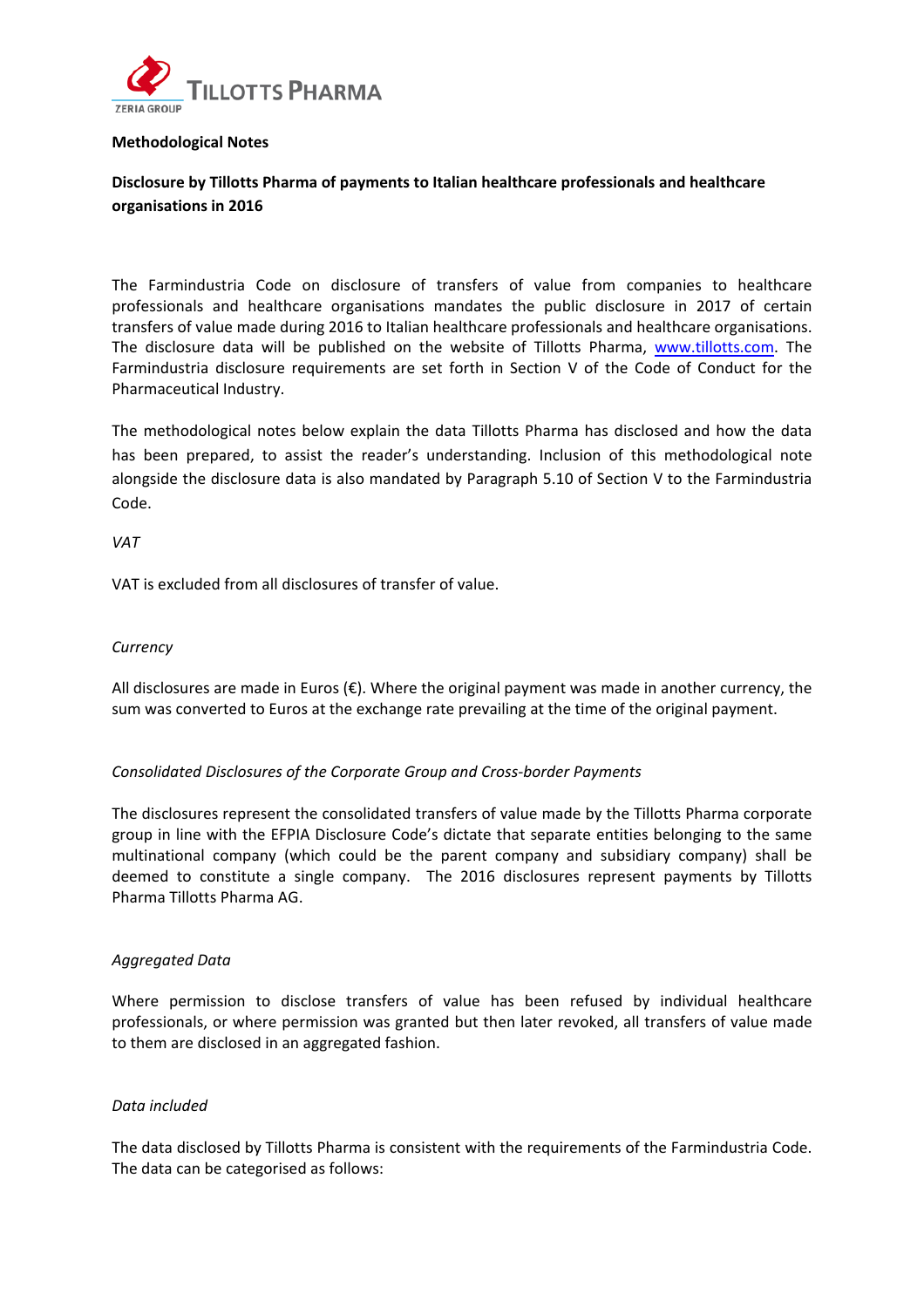TILLOTTS PHARMA

ZERIA GROUP

**Methodological Notes**

**Disclosure by Tillotts Pharma of payments to Italian healthcare professionals and healthcare organisations in 2016**

The Farmindustria Code on disclosure of transfers of value from companies to healthcare professionals and healthcare organisations mandates the public disclosure in 2017 of certain transfers of value made during 2016 to Italian healthcare professionals and healthcare organisations. The disclosure data will be published on the website of Tillotts Pharma, [www.tillotts.com](http://www.tillotts.com). The Farmindustria disclosure requirements are set forth in Section V of the Code of Conduct for the Pharmaceutical Industry.

The methodological notes below explain the data Tillotts Pharma has disclosed and how the data has been prepared, to assist the reader's understanding. Inclusion of this methodological note alongside the disclosure data is also mandated by Paragraph 5.10 of Section V to the Farmindustria Code.

*VAT*

VAT is excluded from all disclosures of transfer of value.

*Currency*

All disclosures are made in Euros (€). Where the original payment was made in another currency, the sum was converted to Euros at the exchange rate prevailing at the time of the original payment.

*Consolidated Disclosures of the Corporate Group and Cross-border Payments*

The disclosures represent the consolidated transfers of value made by the Tillotts Pharma corporate group in line with the EFPIA Disclosure Code's dictate that separate entities belonging to the same multinational company (which could be the parent company and subsidiary company) shall be deemed to constitute a single company. The 2016 disclosures represent payments by Tillotts Pharma Tillotts Pharma AG.

*Aggregated Data*

Where permission to disclose transfers of value has been refused by individual healthcare professionals, or where permission was granted but then later revoked, all transfers of value made to them are disclosed in an aggregated fashion.

*Data included*

The data disclosed by Tillotts Pharma is consistent with the requirements of the Farmindustria Code. The data can be categorised as follows: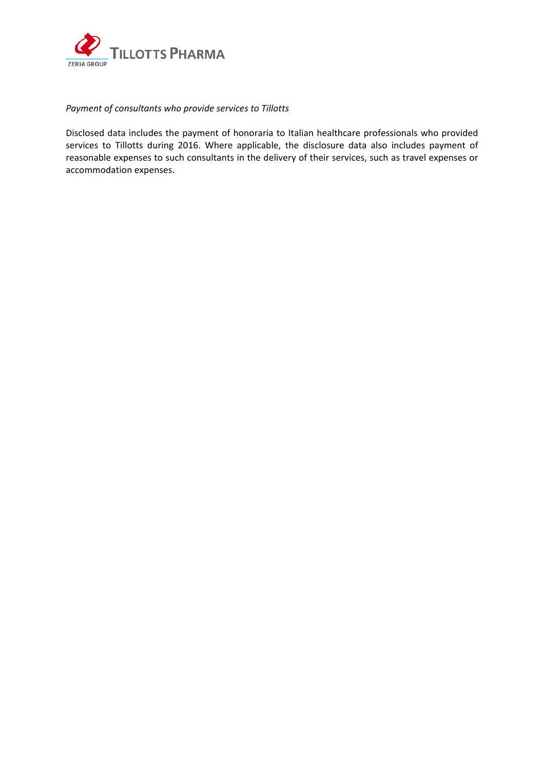*Payment of consultants who provide services to Tillotts*

Disclosed data includes the payment of honoraria to Italian healthcare professionals who provided services to Tillotts during 2016. Where applicable, the disclosure data also includes payment of reasonable expenses to such consultants in the delivery of their services, such as travel expenses or accommodation expenses.